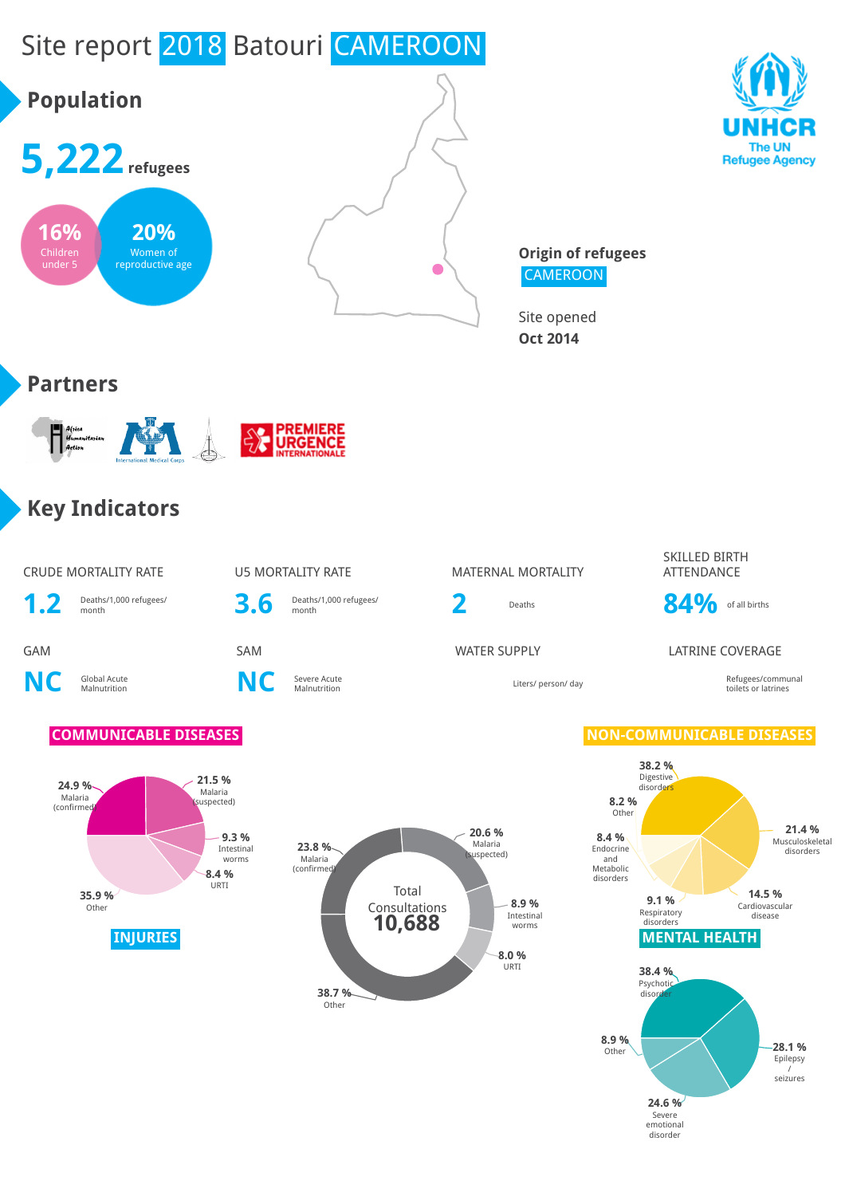# Site report 2018 Batouri CAMEROON

## Population

**5,222** refugees

**16%** Children under 5

**20%** Women of reproductive age

**Origin of refugees**
CAMEROON

Site opened
**Oct 2014**

## Partners

## Key Indicators

| CRUDE MORTALITY RATE | U5 MORTALITY RATE | MATERNAL MORTALITY | SKILLED BIRTH ATTENDANCE |
|---|---|---|---|
| **1.2** Deaths/1,000 refugees/ month | **3.6** Deaths/1,000 refugees/ month | **2** Deaths | **84%** of all births |

| GAM | SAM | WATER SUPPLY | LATRINE COVERAGE |
|---|---|---|---|
| **NC** Global Acute Malnutrition | **NC** Severe Acute Malnutrition | Liters/ person/ day | Refugees/communal toilets or latrines |

### COMMUNICABLE DISEASES

- 24.9 % Malaria (confirmed)
- 21.5 % Malaria (suspected)
- 9.3 % Intestinal worms
- 8.4 % URTI
- 35.9 % Other

### INJURIES

Total Consultations **10,688**

- 20.6 % Malaria (suspected)
- 23.8 % Malaria (confirmed)
- 8.9 % Intestinal worms
- 8.0 % URTI
- 38.7 % Other

### NON-COMMUNICABLE DISEASES

- 38.2 % Digestive disorders
- 21.4 % Musculoskeletal disorders
- 14.5 % Cardiovascular disease
- 9.1 % Respiratory disorders
- 8.4 % Endocrine and Metabolic disorders
- 8.2 % Other

### MENTAL HEALTH

- 38.4 % Psychotic disorder
- 28.1 % Epilepsy / seizures
- 24.6 % Severe emotional disorder
- 8.9 % Other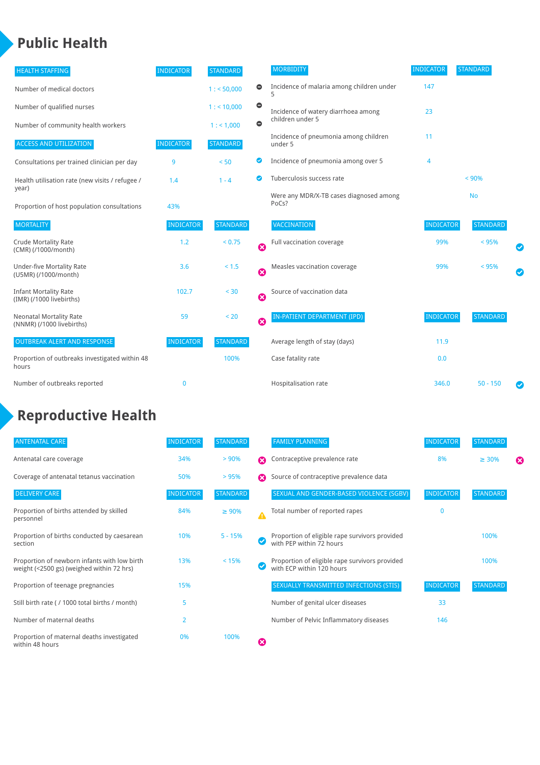# Public Health

| HEALTH STAFFING | INDICATOR | STANDARD | |
|---|---|---|---|
| Number of medical doctors | | 1 : < 50,000 | ⊖ |
| Number of qualified nurses | | 1 : < 10,000 | ⊖ |
| Number of community health workers | | 1 : < 1,000 | ⊖ |

| ACCESS AND UTILIZATION | INDICATOR | STANDARD | |
|---|---|---|---|
| Consultations per trained clinician per day | 9 | < 50 | ✔ |
| Health utilisation rate (new visits / refugee / year) | 1.4 | 1 - 4 | ✔ |
| Proportion of host population consultations | 43% | | |

| MORTALITY | INDICATOR | STANDARD | |
|---|---|---|---|
| Crude Mortality Rate (CMR) (/1000/month) | 1.2 | < 0.75 | ✖ |
| Under-five Mortality Rate (U5MR) (/1000/month) | 3.6 | < 1.5 | ✖ |
| Infant Mortality Rate (IMR) (/1000 livebirths) | 102.7 | < 30 | ✖ |
| Neonatal Mortality Rate (NNMR) (/1000 livebirths) | 59 | < 20 | ✖ |

| OUTBREAK ALERT AND RESPONSE | INDICATOR | STANDARD |
|---|---|---|
| Proportion of outbreaks investigated within 48 hours | | 100% |
| Number of outbreaks reported | 0 | |

| MORBIDITY | INDICATOR | STANDARD |
|---|---|---|
| Incidence of malaria among children under 5 | 147 | |
| Incidence of watery diarrhoea among children under 5 | 23 | |
| Incidence of pneumonia among children under 5 | 11 | |
| Incidence of pneumonia among over 5 | 4 | |
| Tuberculosis success rate | | < 90% |
| Were any MDR/X-TB cases diagnosed among PoCs? | | No |

| VACCINATION | INDICATOR | STANDARD | |
|---|---|---|---|
| Full vaccination coverage | 99% | < 95% | ✔ |
| Measles vaccination coverage | 99% | < 95% | ✔ |
| Source of vaccination data | | | |

| IN-PATIENT DEPARTMENT (IPD) | INDICATOR | STANDARD | |
|---|---|---|---|
| Average length of stay (days) | 11.9 | | |
| Case fatality rate | 0.0 | | |
| Hospitalisation rate | 346.0 | 50 - 150 | ✔ |

# Reproductive Health

| ANTENATAL CARE | INDICATOR | STANDARD | |
|---|---|---|---|
| Antenatal care coverage | 34% | > 90% | ✖ |
| Coverage of antenatal tetanus vaccination | 50% | > 95% | ✖ |

| DELIVERY CARE | INDICATOR | STANDARD | |
|---|---|---|---|
| Proportion of births attended by skilled personnel | 84% | ≥ 90% | ⚠ |
| Proportion of births conducted by caesarean section | 10% | 5 - 15% | ✔ |
| Proportion of newborn infants with low birth weight (<2500 gs) (weighed within 72 hrs) | 13% | < 15% | ✔ |
| Proportion of teenage pregnancies | 15% | | |
| Still birth rate ( / 1000 total births / month) | 5 | | |
| Number of maternal deaths | 2 | | |
| Proportion of maternal deaths investigated within 48 hours | 0% | 100% | ✖ |

| FAMILY PLANNING | INDICATOR | STANDARD | |
|---|---|---|---|
| Contraceptive prevalence rate | 8% | ≥ 30% | ✖ |
| Source of contraceptive prevalence data | | | |

| SEXUAL AND GENDER-BASED VIOLENCE (SGBV) | INDICATOR | STANDARD |
|---|---|---|
| Total number of reported rapes | 0 | |
| Proportion of eligible rape survivors provided with PEP within 72 hours | | 100% |
| Proportion of eligible rape survivors provided with ECP within 120 hours | | 100% |

| SEXUALLY TRANSMITTED INFECTIONS (STIS) | INDICATOR | STANDARD |
|---|---|---|
| Number of genital ulcer diseases | 33 | |
| Number of Pelvic Inflammatory diseases | 146 | |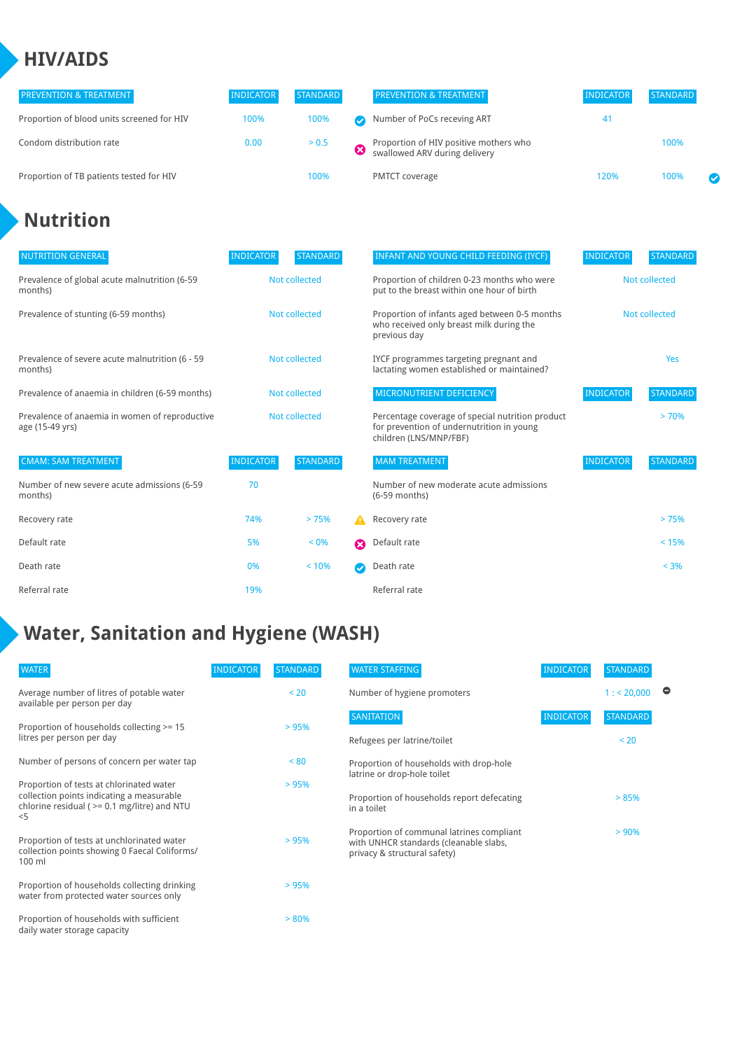# HIV/AIDS

| PREVENTION & TREATMENT | INDICATOR | STANDARD | |
|---|---|---|---|
| Proportion of blood units screened for HIV | 100% | 100% | ✔ |
| Condom distribution rate | 0.00 | > 0.5 | ✖ |
| Proportion of TB patients tested for HIV | | 100% | |

| PREVENTION & TREATMENT | INDICATOR | STANDARD | |
|---|---|---|---|
| Number of PoCs receving ART | 41 | | |
| Proportion of HIV positive mothers who swallowed ARV during delivery | | 100% | |
| PMTCT coverage | 120% | 100% | ✔ |

# Nutrition

| NUTRITION GENERAL | INDICATOR | STANDARD |
|---|---|---|
| Prevalence of global acute malnutrition (6-59 months) | Not collected | |
| Prevalence of stunting (6-59 months) | Not collected | |
| Prevalence of severe acute malnutrition (6 - 59 months) | Not collected | |
| Prevalence of anaemia in children (6-59 months) | Not collected | |
| Prevalence of anaemia in women of reproductive age (15-49 yrs) | Not collected | |

| INFANT AND YOUNG CHILD FEEDING (IYCF) | INDICATOR | STANDARD |
|---|---|---|
| Proportion of children 0-23 months who were put to the breast within one hour of birth | Not collected | |
| Proportion of infants aged between 0-5 months who received only breast milk during the previous day | Not collected | |
| IYCF programmes targeting pregnant and lactating women established or maintained? | | Yes |

| MICRONUTRIENT DEFICIENCY | INDICATOR | STANDARD |
|---|---|---|
| Percentage coverage of special nutrition product for prevention of undernutrition in young children (LNS/MNP/FBF) | | > 70% |

| CMAM: SAM TREATMENT | INDICATOR | STANDARD | |
|---|---|---|---|
| Number of new severe acute admissions (6-59 months) | 70 | | |
| Recovery rate | 74% | > 75% | ⚠ |
| Default rate | 5% | < 0% | ✖ |
| Death rate | 0% | < 10% | ✔ |
| Referral rate | 19% | | |

| MAM TREATMENT | INDICATOR | STANDARD |
|---|---|---|
| Number of new moderate acute admissions (6-59 months) | | |
| Recovery rate | | > 75% |
| Default rate | | < 15% |
| Death rate | | < 3% |
| Referral rate | | |

# Water, Sanitation and Hygiene (WASH)

| WATER | INDICATOR | STANDARD |
|---|---|---|
| Average number of litres of potable water available per person per day | | < 20 |
| Proportion of households collecting >= 15 litres per person per day | | > 95% |
| Number of persons of concern per water tap | | < 80 |
| Proportion of tests at chlorinated water collection points indicating a measurable chlorine residual ( >= 0.1 mg/litre) and NTU <5 | | > 95% |
| Proportion of tests at unchlorinated water collection points showing 0 Faecal Coliforms/ 100 ml | | > 95% |
| Proportion of households collecting drinking water from protected water sources only | | > 95% |
| Proportion of households with sufficient daily water storage capacity | | > 80% |

| WATER STAFFING | INDICATOR | STANDARD | |
|---|---|---|---|
| Number of hygiene promoters | | 1 : < 20,000 | ⊖ |

| SANITATION | INDICATOR | STANDARD |
|---|---|---|
| Refugees per latrine/toilet | | < 20 |
| Proportion of households with drop-hole latrine or drop-hole toilet | | |
| Proportion of households report defecating in a toilet | | > 85% |
| Proportion of communal latrines compliant with UNHCR standards (cleanable slabs, privacy & structural safety) | | > 90% |